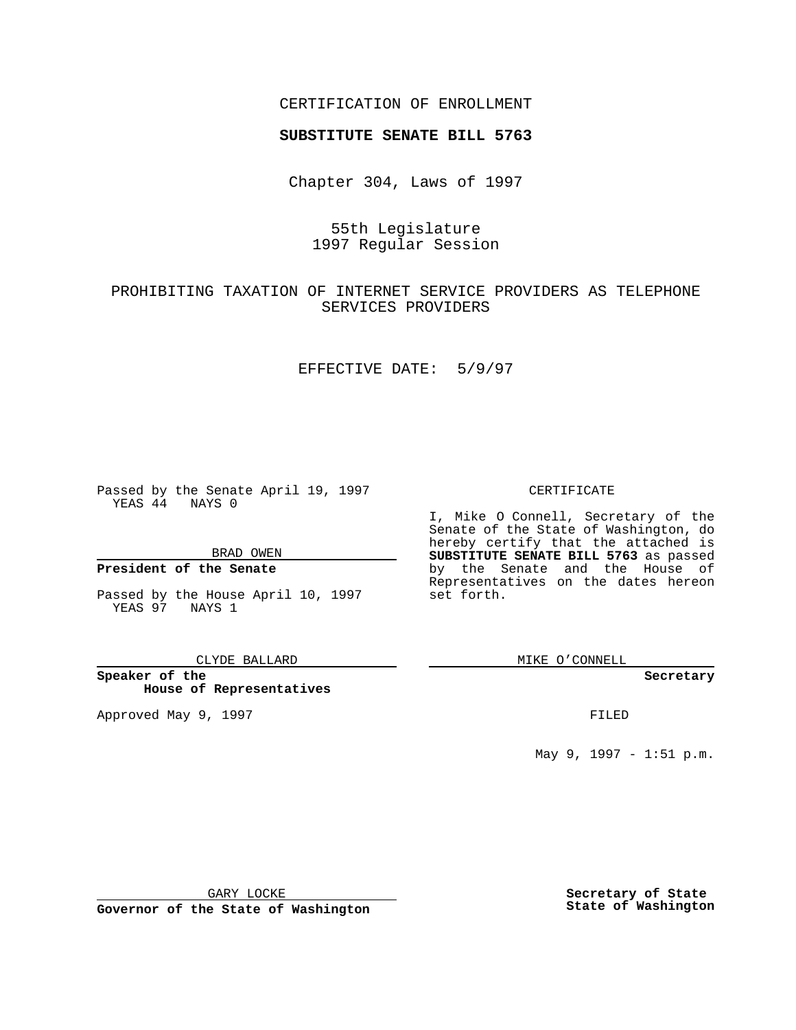CERTIFICATION OF ENROLLMENT

**SUBSTITUTE SENATE BILL 5763**

Chapter 304, Laws of 1997

55th Legislature
1997 Regular Session

PROHIBITING TAXATION OF INTERNET SERVICE PROVIDERS AS TELEPHONE SERVICES PROVIDERS

EFFECTIVE DATE: 5/9/97

Passed by the Senate April 19, 1997
YEAS 44 NAYS 0

BRAD OWEN

**President of the Senate**

Passed by the House April 10, 1997
YEAS 97 NAYS 1

CLYDE BALLARD

**Speaker of the House of Representatives**

Approved May 9, 1997

GARY LOCKE

**Governor of the State of Washington**

CERTIFICATE

I, Mike O Connell, Secretary of the Senate of the State of Washington, do hereby certify that the attached is **SUBSTITUTE SENATE BILL 5763** as passed by the Senate and the House of Representatives on the dates hereon set forth.

MIKE O'CONNELL

**Secretary**

FILED

May 9, 1997 - 1:51 p.m.

**Secretary of State**
**State of Washington**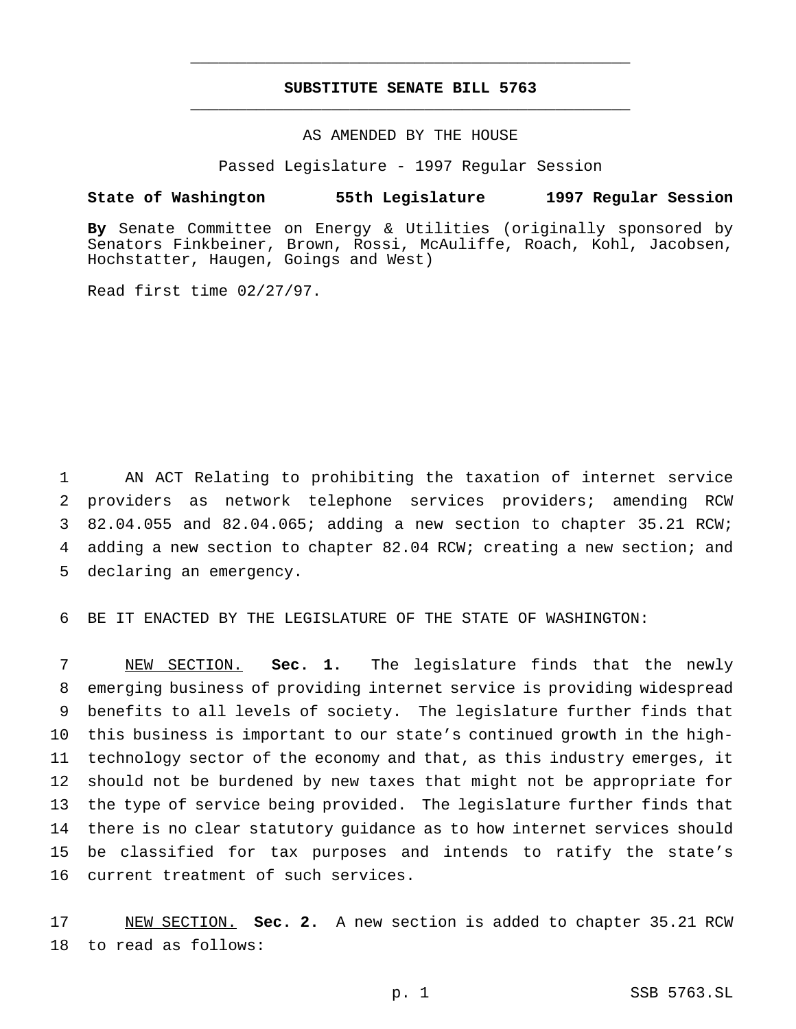# SUBSTITUTE SENATE BILL 5763

AS AMENDED BY THE HOUSE

Passed Legislature - 1997 Regular Session

**State of Washington 55th Legislature 1997 Regular Session**

**By** Senate Committee on Energy & Utilities (originally sponsored by Senators Finkbeiner, Brown, Rossi, McAuliffe, Roach, Kohl, Jacobsen, Hochstatter, Haugen, Goings and West)

Read first time 02/27/97.

1 AN ACT Relating to prohibiting the taxation of internet service
2 providers as network telephone services providers; amending RCW
3 82.04.055 and 82.04.065; adding a new section to chapter 35.21 RCW;
4 adding a new section to chapter 82.04 RCW; creating a new section; and
5 declaring an emergency.

6 BE IT ENACTED BY THE LEGISLATURE OF THE STATE OF WASHINGTON:

7 NEW SECTION. **Sec. 1.** The legislature finds that the newly
8 emerging business of providing internet service is providing widespread
9 benefits to all levels of society. The legislature further finds that
10 this business is important to our state's continued growth in the high-
11 technology sector of the economy and that, as this industry emerges, it
12 should not be burdened by new taxes that might not be appropriate for
13 the type of service being provided. The legislature further finds that
14 there is no clear statutory guidance as to how internet services should
15 be classified for tax purposes and intends to ratify the state's
16 current treatment of such services.

17 NEW SECTION. **Sec. 2.** A new section is added to chapter 35.21 RCW
18 to read as follows: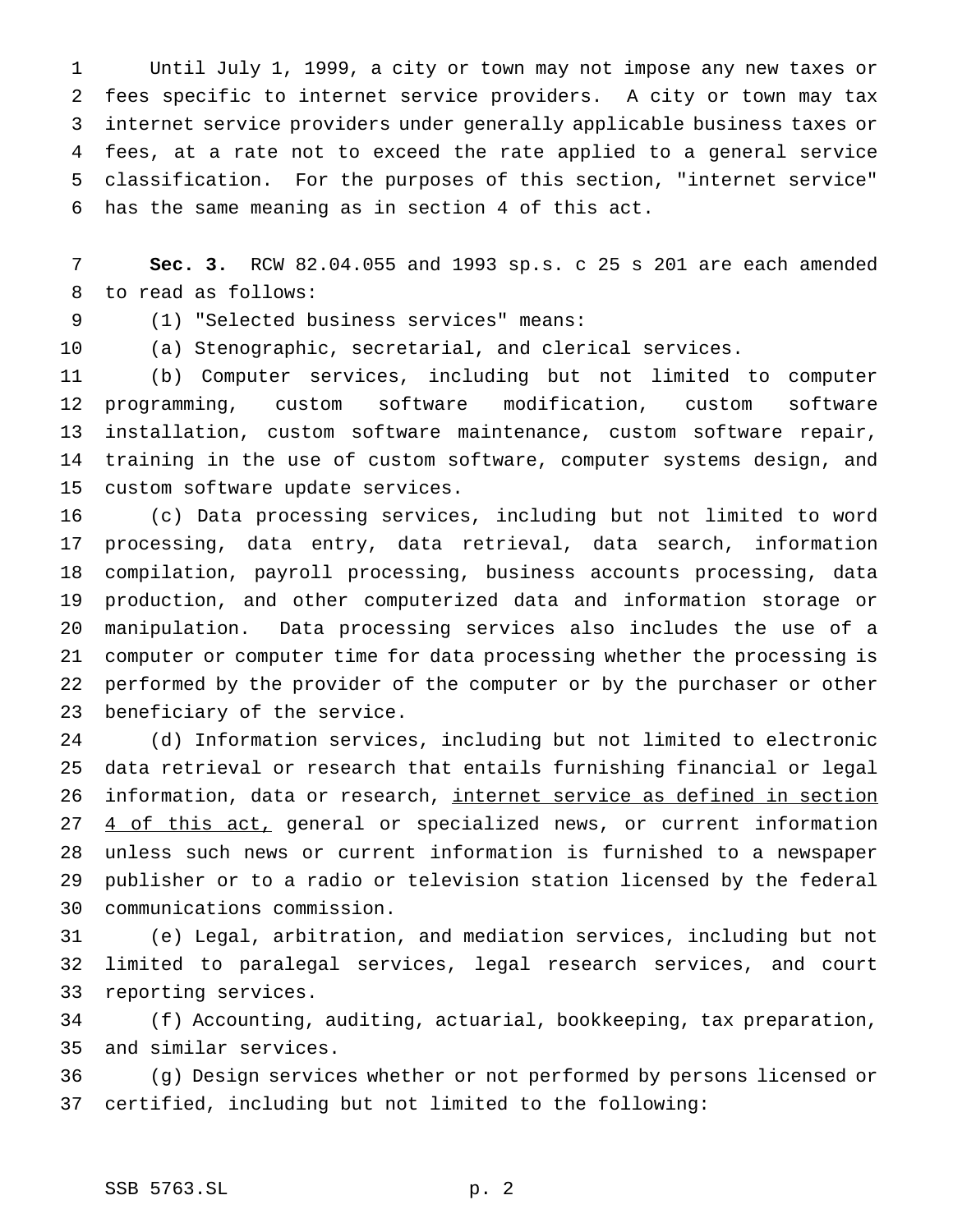Until July 1, 1999, a city or town may not impose any new taxes or fees specific to internet service providers. A city or town may tax internet service providers under generally applicable business taxes or fees, at a rate not to exceed the rate applied to a general service classification. For the purposes of this section, "internet service" has the same meaning as in section 4 of this act.

**Sec. 3.** RCW 82.04.055 and 1993 sp.s. c 25 s 201 are each amended to read as follows:

(1) "Selected business services" means:

(a) Stenographic, secretarial, and clerical services.

(b) Computer services, including but not limited to computer programming, custom software modification, custom software installation, custom software maintenance, custom software repair, training in the use of custom software, computer systems design, and custom software update services.

(c) Data processing services, including but not limited to word processing, data entry, data retrieval, data search, information compilation, payroll processing, business accounts processing, data production, and other computerized data and information storage or manipulation. Data processing services also includes the use of a computer or computer time for data processing whether the processing is performed by the provider of the computer or by the purchaser or other beneficiary of the service.

(d) Information services, including but not limited to electronic data retrieval or research that entails furnishing financial or legal information, data or research, <u>internet service as defined in section 4 of this act,</u> general or specialized news, or current information unless such news or current information is furnished to a newspaper publisher or to a radio or television station licensed by the federal communications commission.

(e) Legal, arbitration, and mediation services, including but not limited to paralegal services, legal research services, and court reporting services.

(f) Accounting, auditing, actuarial, bookkeeping, tax preparation, and similar services.

(g) Design services whether or not performed by persons licensed or certified, including but not limited to the following: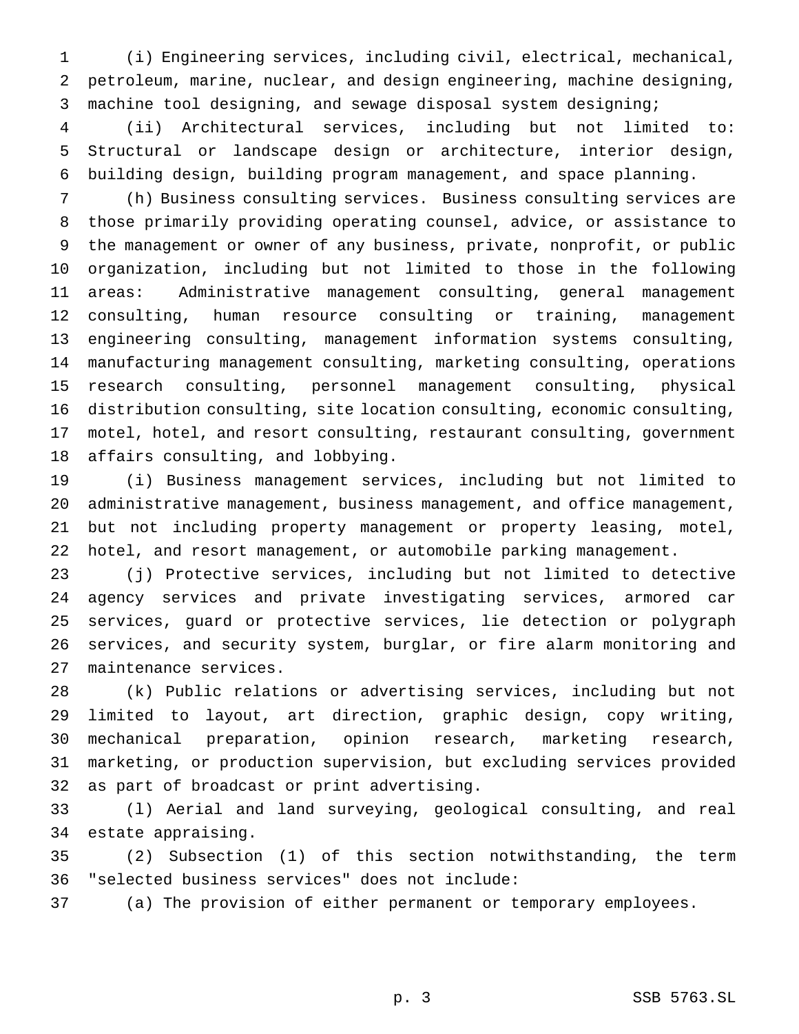(i) Engineering services, including civil, electrical, mechanical, petroleum, marine, nuclear, and design engineering, machine designing, machine tool designing, and sewage disposal system designing;

(ii) Architectural services, including but not limited to: Structural or landscape design or architecture, interior design, building design, building program management, and space planning.

(h) Business consulting services. Business consulting services are those primarily providing operating counsel, advice, or assistance to the management or owner of any business, private, nonprofit, or public organization, including but not limited to those in the following areas: Administrative management consulting, general management consulting, human resource consulting or training, management engineering consulting, management information systems consulting, manufacturing management consulting, marketing consulting, operations research consulting, personnel management consulting, physical distribution consulting, site location consulting, economic consulting, motel, hotel, and resort consulting, restaurant consulting, government affairs consulting, and lobbying.

(i) Business management services, including but not limited to administrative management, business management, and office management, but not including property management or property leasing, motel, hotel, and resort management, or automobile parking management.

(j) Protective services, including but not limited to detective agency services and private investigating services, armored car services, guard or protective services, lie detection or polygraph services, and security system, burglar, or fire alarm monitoring and maintenance services.

(k) Public relations or advertising services, including but not limited to layout, art direction, graphic design, copy writing, mechanical preparation, opinion research, marketing research, marketing, or production supervision, but excluding services provided as part of broadcast or print advertising.

(l) Aerial and land surveying, geological consulting, and real estate appraising.

(2) Subsection (1) of this section notwithstanding, the term "selected business services" does not include:

(a) The provision of either permanent or temporary employees.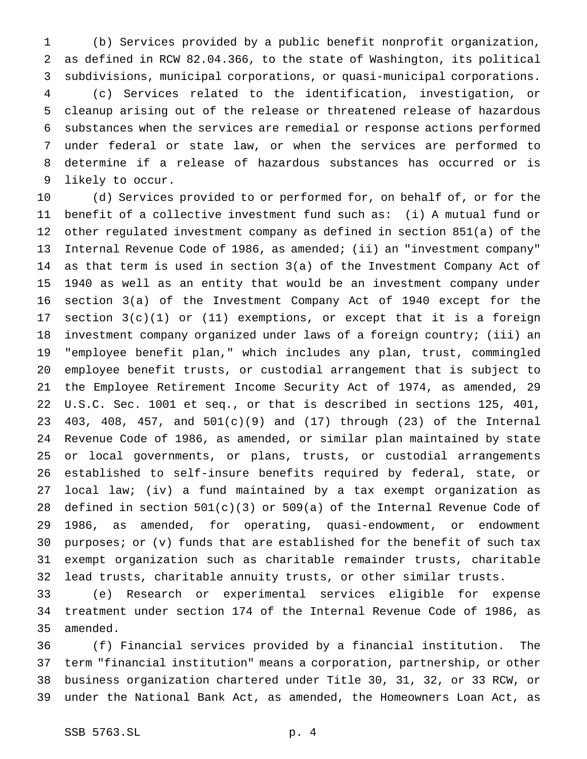(b) Services provided by a public benefit nonprofit organization, as defined in RCW 82.04.366, to the state of Washington, its political subdivisions, municipal corporations, or quasi-municipal corporations.

(c) Services related to the identification, investigation, or cleanup arising out of the release or threatened release of hazardous substances when the services are remedial or response actions performed under federal or state law, or when the services are performed to determine if a release of hazardous substances has occurred or is likely to occur.

(d) Services provided to or performed for, on behalf of, or for the benefit of a collective investment fund such as: (i) A mutual fund or other regulated investment company as defined in section 851(a) of the Internal Revenue Code of 1986, as amended; (ii) an "investment company" as that term is used in section 3(a) of the Investment Company Act of 1940 as well as an entity that would be an investment company under section 3(a) of the Investment Company Act of 1940 except for the section 3(c)(1) or (11) exemptions, or except that it is a foreign investment company organized under laws of a foreign country; (iii) an "employee benefit plan," which includes any plan, trust, commingled employee benefit trusts, or custodial arrangement that is subject to the Employee Retirement Income Security Act of 1974, as amended, 29 U.S.C. Sec. 1001 et seq., or that is described in sections 125, 401, 403, 408, 457, and 501(c)(9) and (17) through (23) of the Internal Revenue Code of 1986, as amended, or similar plan maintained by state or local governments, or plans, trusts, or custodial arrangements established to self-insure benefits required by federal, state, or local law; (iv) a fund maintained by a tax exempt organization as defined in section 501(c)(3) or 509(a) of the Internal Revenue Code of 1986, as amended, for operating, quasi-endowment, or endowment purposes; or (v) funds that are established for the benefit of such tax exempt organization such as charitable remainder trusts, charitable lead trusts, charitable annuity trusts, or other similar trusts.

(e) Research or experimental services eligible for expense treatment under section 174 of the Internal Revenue Code of 1986, as amended.

(f) Financial services provided by a financial institution. The term "financial institution" means a corporation, partnership, or other business organization chartered under Title 30, 31, 32, or 33 RCW, or under the National Bank Act, as amended, the Homeowners Loan Act, as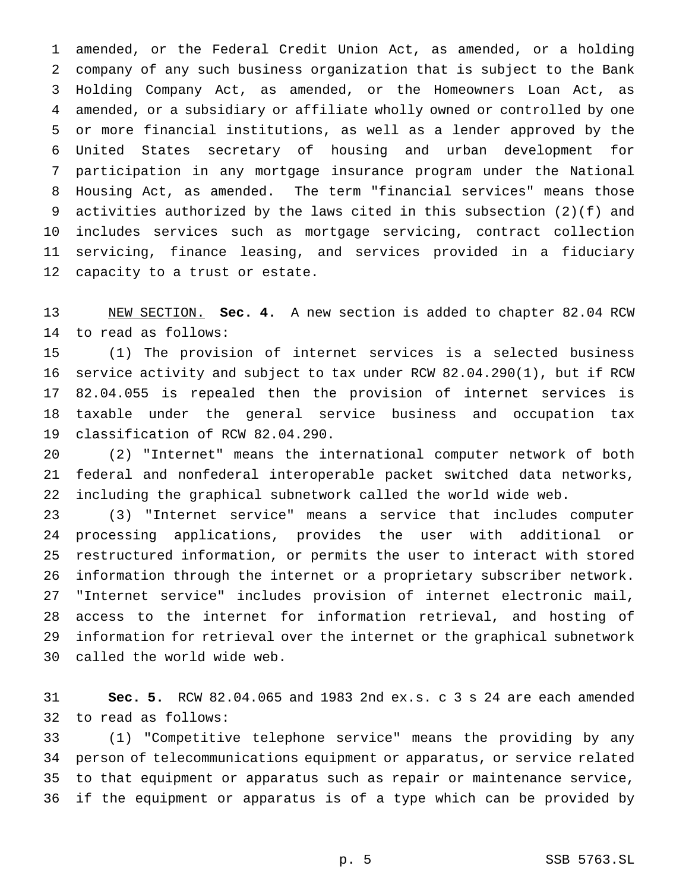amended, or the Federal Credit Union Act, as amended, or a holding company of any such business organization that is subject to the Bank Holding Company Act, as amended, or the Homeowners Loan Act, as amended, or a subsidiary or affiliate wholly owned or controlled by one or more financial institutions, as well as a lender approved by the United States secretary of housing and urban development for participation in any mortgage insurance program under the National Housing Act, as amended. The term "financial services" means those activities authorized by the laws cited in this subsection (2)(f) and includes services such as mortgage servicing, contract collection servicing, finance leasing, and services provided in a fiduciary capacity to a trust or estate.

NEW SECTION. **Sec. 4.** A new section is added to chapter 82.04 RCW to read as follows:

(1) The provision of internet services is a selected business service activity and subject to tax under RCW 82.04.290(1), but if RCW 82.04.055 is repealed then the provision of internet services is taxable under the general service business and occupation tax classification of RCW 82.04.290.

(2) "Internet" means the international computer network of both federal and nonfederal interoperable packet switched data networks, including the graphical subnetwork called the world wide web.

(3) "Internet service" means a service that includes computer processing applications, provides the user with additional or restructured information, or permits the user to interact with stored information through the internet or a proprietary subscriber network. "Internet service" includes provision of internet electronic mail, access to the internet for information retrieval, and hosting of information for retrieval over the internet or the graphical subnetwork called the world wide web.

**Sec. 5.** RCW 82.04.065 and 1983 2nd ex.s. c 3 s 24 are each amended to read as follows:

(1) "Competitive telephone service" means the providing by any person of telecommunications equipment or apparatus, or service related to that equipment or apparatus such as repair or maintenance service, if the equipment or apparatus is of a type which can be provided by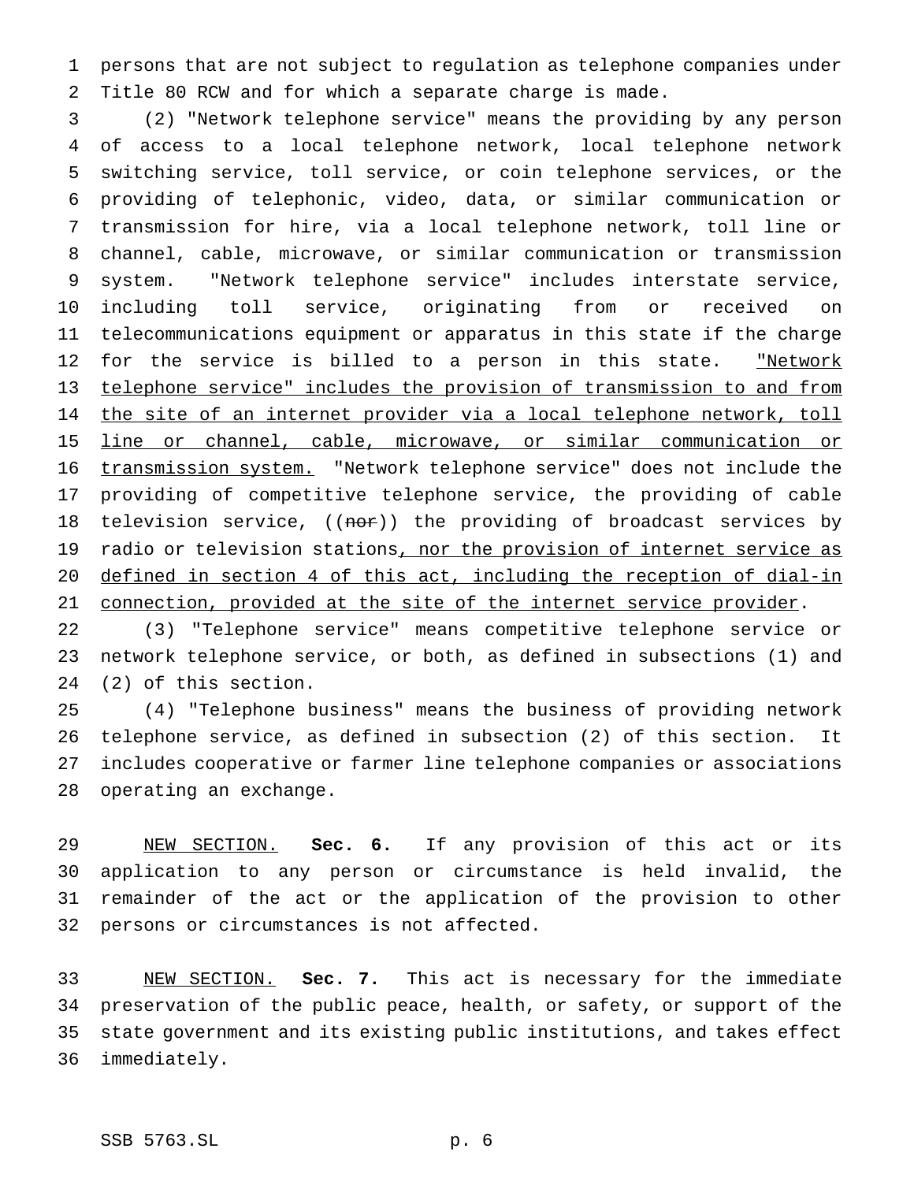persons that are not subject to regulation as telephone companies under Title 80 RCW and for which a separate charge is made.

(2) "Network telephone service" means the providing by any person of access to a local telephone network, local telephone network switching service, toll service, or coin telephone services, or the providing of telephonic, video, data, or similar communication or transmission for hire, via a local telephone network, toll line or channel, cable, microwave, or similar communication or transmission system. "Network telephone service" includes interstate service, including toll service, originating from or received on telecommunications equipment or apparatus in this state if the charge for the service is billed to a person in this state. <u>"Network telephone service" includes the provision of transmission to and from the site of an internet provider via a local telephone network, toll line or channel, cable, microwave, or similar communication or transmission system.</u> "Network telephone service" does not include the providing of competitive telephone service, the providing of cable television service, ((~~nor~~)) the providing of broadcast services by radio or television stations<u>, nor the provision of internet service as defined in section 4 of this act, including the reception of dial-in connection, provided at the site of the internet service provider</u>.

(3) "Telephone service" means competitive telephone service or network telephone service, or both, as defined in subsections (1) and (2) of this section.

(4) "Telephone business" means the business of providing network telephone service, as defined in subsection (2) of this section. It includes cooperative or farmer line telephone companies or associations operating an exchange.

<u>NEW SECTION.</u> **Sec. 6.** If any provision of this act or its application to any person or circumstance is held invalid, the remainder of the act or the application of the provision to other persons or circumstances is not affected.

<u>NEW SECTION.</u> **Sec. 7.** This act is necessary for the immediate preservation of the public peace, health, or safety, or support of the state government and its existing public institutions, and takes effect immediately.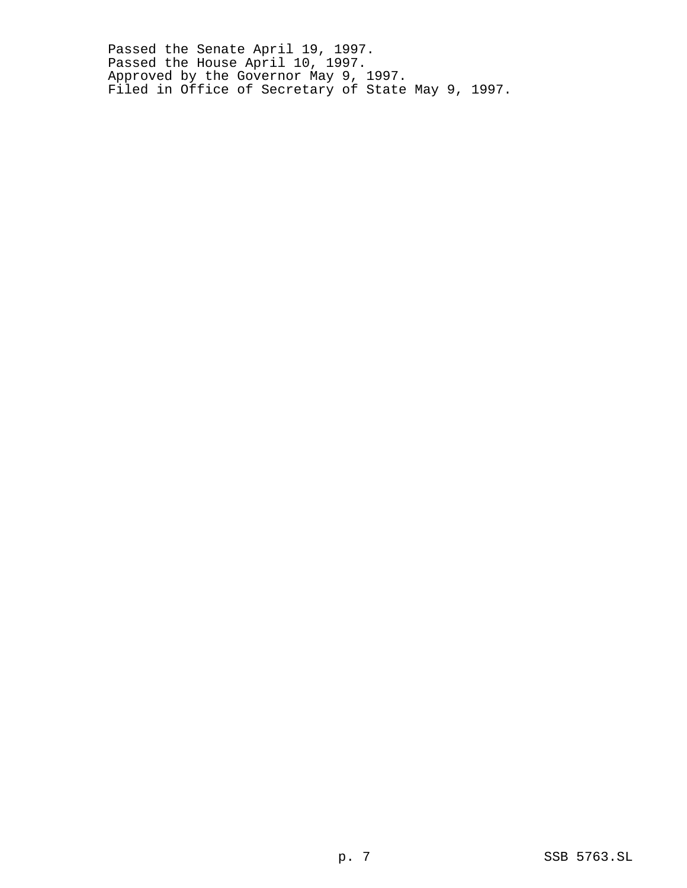Passed the Senate April 19, 1997.
Passed the House April 10, 1997.
Approved by the Governor May 9, 1997.
Filed in Office of Secretary of State May 9, 1997.